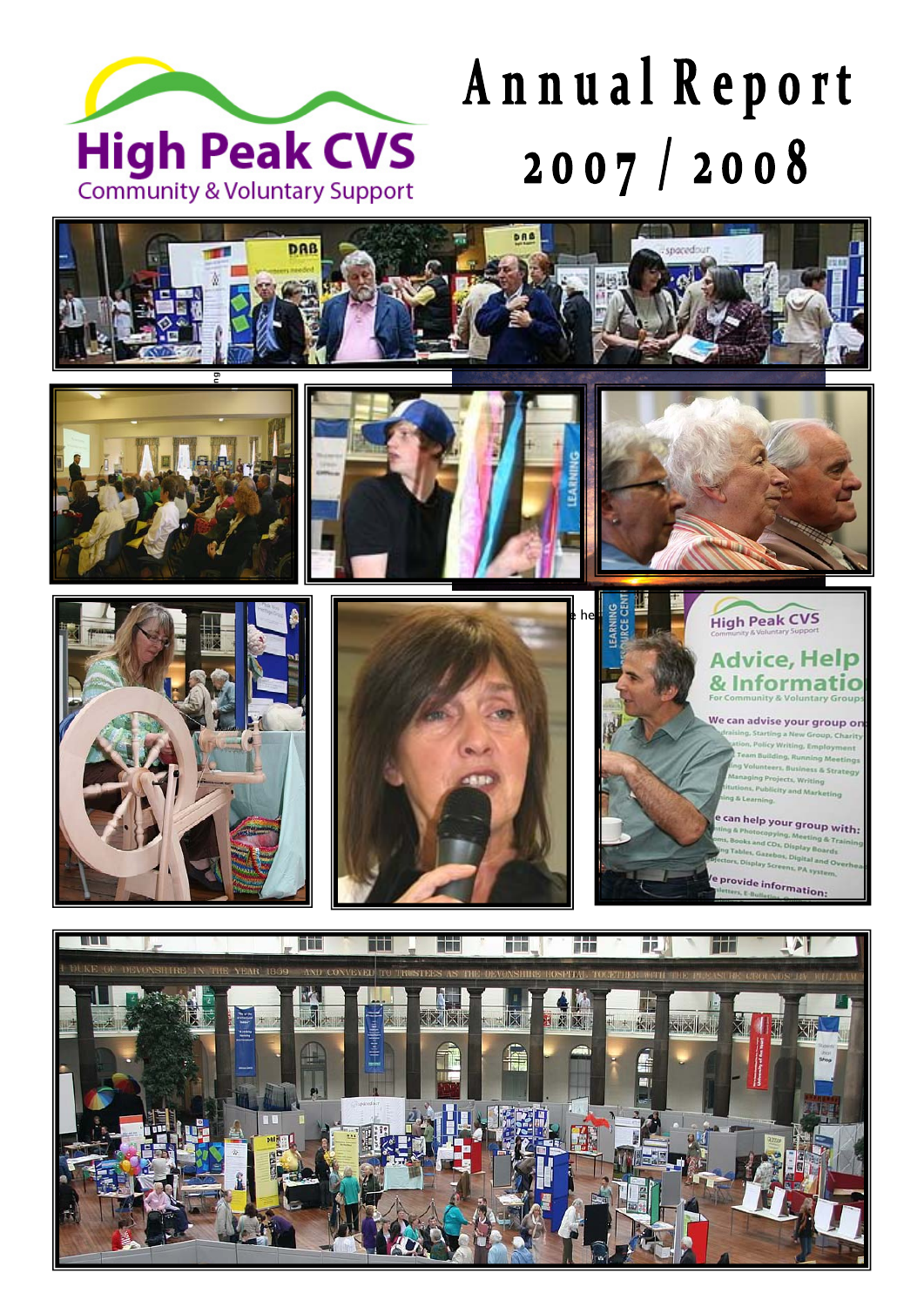High Peak CVS

Community & Voluntary Support

# Annual Report 2007 / 2008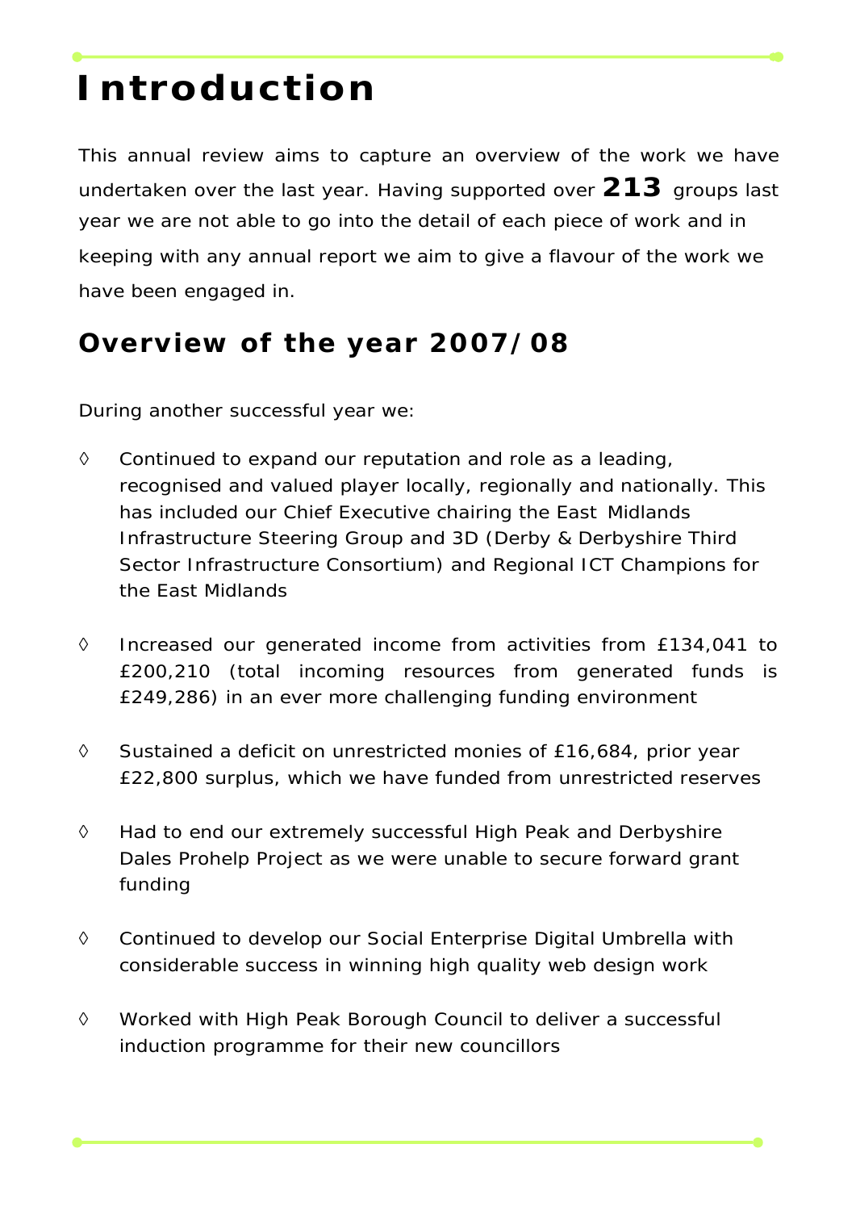# Introduction

This annual review aims to capture an overview of the work we have undertaken over the last year. Having supported over **213** groups last year we are not able to go into the detail of each piece of work and in keeping with any annual report we aim to give a flavour of the work we have been engaged in.

## Overview of the year 2007/08

During another successful year we:

- Continued to expand our reputation and role as a leading, recognised and valued player locally, regionally and nationally. This has included our Chief Executive chairing the East Midlands Infrastructure Steering Group and 3D (Derby & Derbyshire Third Sector Infrastructure Consortium) and Regional ICT Champions for the East Midlands

- Increased our generated income from activities from £134,041 to £200,210 (total incoming resources from generated funds is £249,286) in an ever more challenging funding environment

- Sustained a deficit on unrestricted monies of £16,684, prior year £22,800 surplus, which we have funded from unrestricted reserves

- Had to end our extremely successful High Peak and Derbyshire Dales Prohelp Project as we were unable to secure forward grant funding

- Continued to develop our Social Enterprise Digital Umbrella with considerable success in winning high quality web design work

- Worked with High Peak Borough Council to deliver a successful induction programme for their new councillors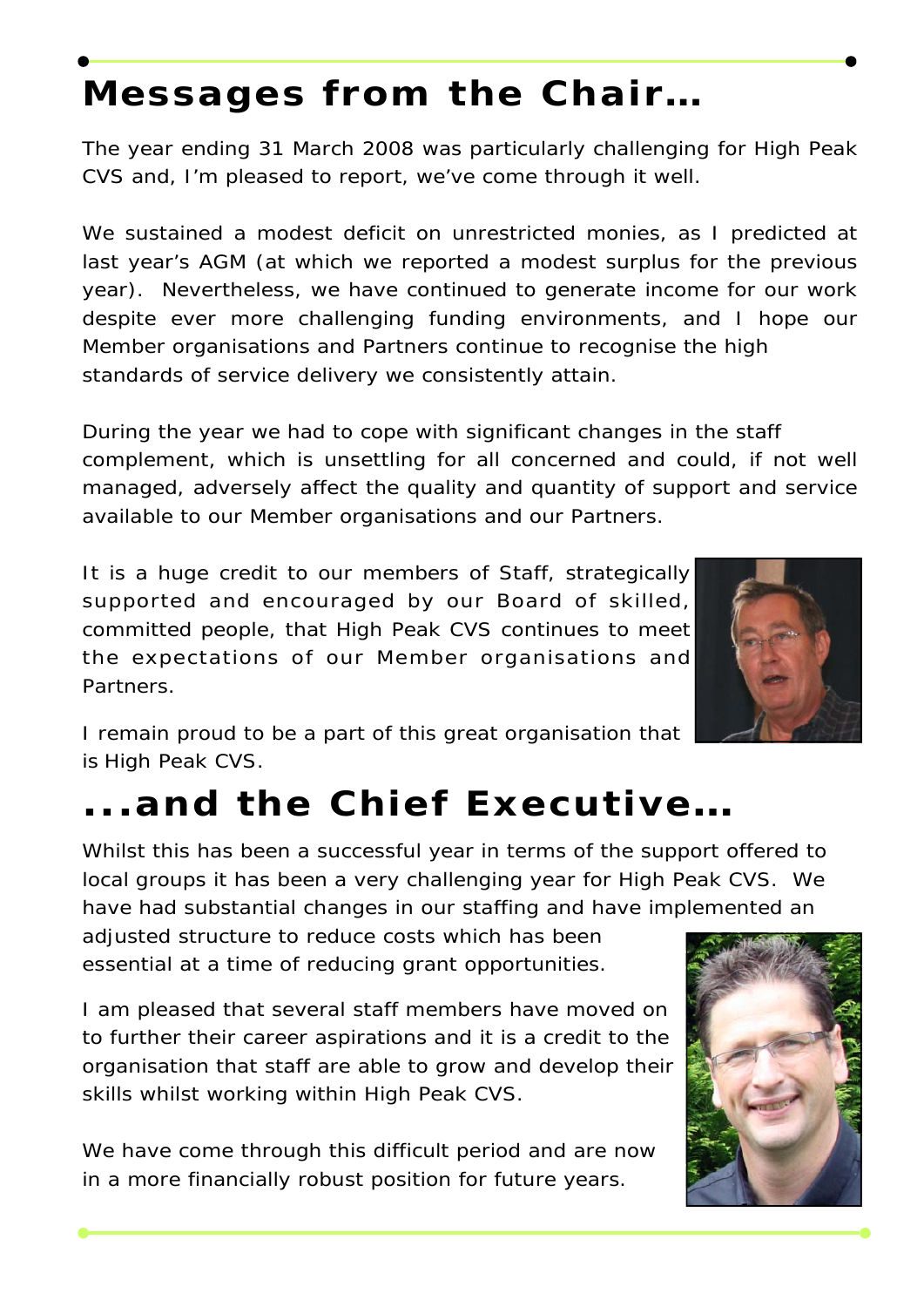# Messages from the Chair…

The year ending 31 March 2008 was particularly challenging for High Peak CVS and, I'm pleased to report, we've come through it well.

We sustained a modest deficit on unrestricted monies, as I predicted at last year's AGM (at which we reported a modest surplus for the previous year). Nevertheless, we have continued to generate income for our work despite ever more challenging funding environments, and I hope our Member organisations and Partners continue to recognise the high standards of service delivery we consistently attain.

During the year we had to cope with significant changes in the staff complement, which is unsettling for all concerned and could, if not well managed, adversely affect the quality and quantity of support and service available to our Member organisations and our Partners.

It is a huge credit to our members of Staff, strategically supported and encouraged by our Board of skilled, committed people, that High Peak CVS continues to meet the expectations of our Member organisations and Partners.

I remain proud to be a part of this great organisation that is High Peak CVS.

# ...and the Chief Executive…

Whilst this has been a successful year in terms of the support offered to local groups it has been a very challenging year for High Peak CVS. We have had substantial changes in our staffing and have implemented an adjusted structure to reduce costs which has been essential at a time of reducing grant opportunities.

I am pleased that several staff members have moved on to further their career aspirations and it is a credit to the organisation that staff are able to grow and develop their skills whilst working within High Peak CVS.

We have come through this difficult period and are now in a more financially robust position for future years.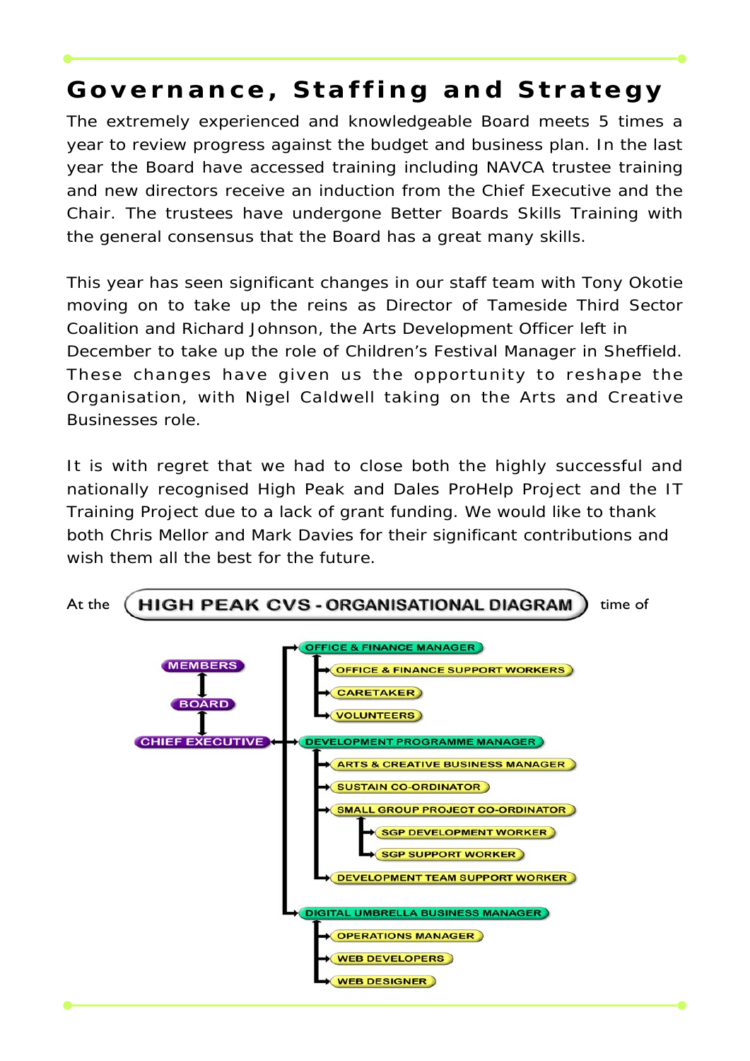# Governance, Staffing and Strategy

The extremely experienced and knowledgeable Board meets 5 times a year to review progress against the budget and business plan. In the last year the Board have accessed training including NAVCA trustee training and new directors receive an induction from the Chief Executive and the Chair. The trustees have undergone Better Boards Skills Training with the general consensus that the Board has a great many skills.

This year has seen significant changes in our staff team with Tony Okotie moving on to take up the reins as Director of Tameside Third Sector Coalition and Richard Johnson, the Arts Development Officer left in December to take up the role of Children's Festival Manager in Sheffield. These changes have given us the opportunity to reshape the Organisation, with Nigel Caldwell taking on the Arts and Creative Businesses role.

It is with regret that we had to close both the highly successful and nationally recognised High Peak and Dales ProHelp Project and the IT Training Project due to a lack of grant funding. We would like to thank both Chris Mellor and Mark Davies for their significant contributions and wish them all the best for the future.

At the **HIGH PEAK CVS - ORGANISATIONAL DIAGRAM** time of

- MEMBERS ↔ BOARD ↔ CHIEF EXECUTIVE
- CHIEF EXECUTIVE
  - OFFICE & FINANCE MANAGER
    - OFFICE & FINANCE SUPPORT WORKERS
    - CARETAKER
    - VOLUNTEERS
  - DEVELOPMENT PROGRAMME MANAGER
    - ARTS & CREATIVE BUSINESS MANAGER
    - SUSTAIN CO-ORDINATOR
    - SMALL GROUP PROJECT CO-ORDINATOR
      - SGP DEVELOPMENT WORKER
      - SGP SUPPORT WORKER
    - DEVELOPMENT TEAM SUPPORT WORKER
  - DIGITAL UMBRELLA BUSINESS MANAGER
    - OPERATIONS MANAGER
    - WEB DEVELOPERS
    - WEB DESIGNER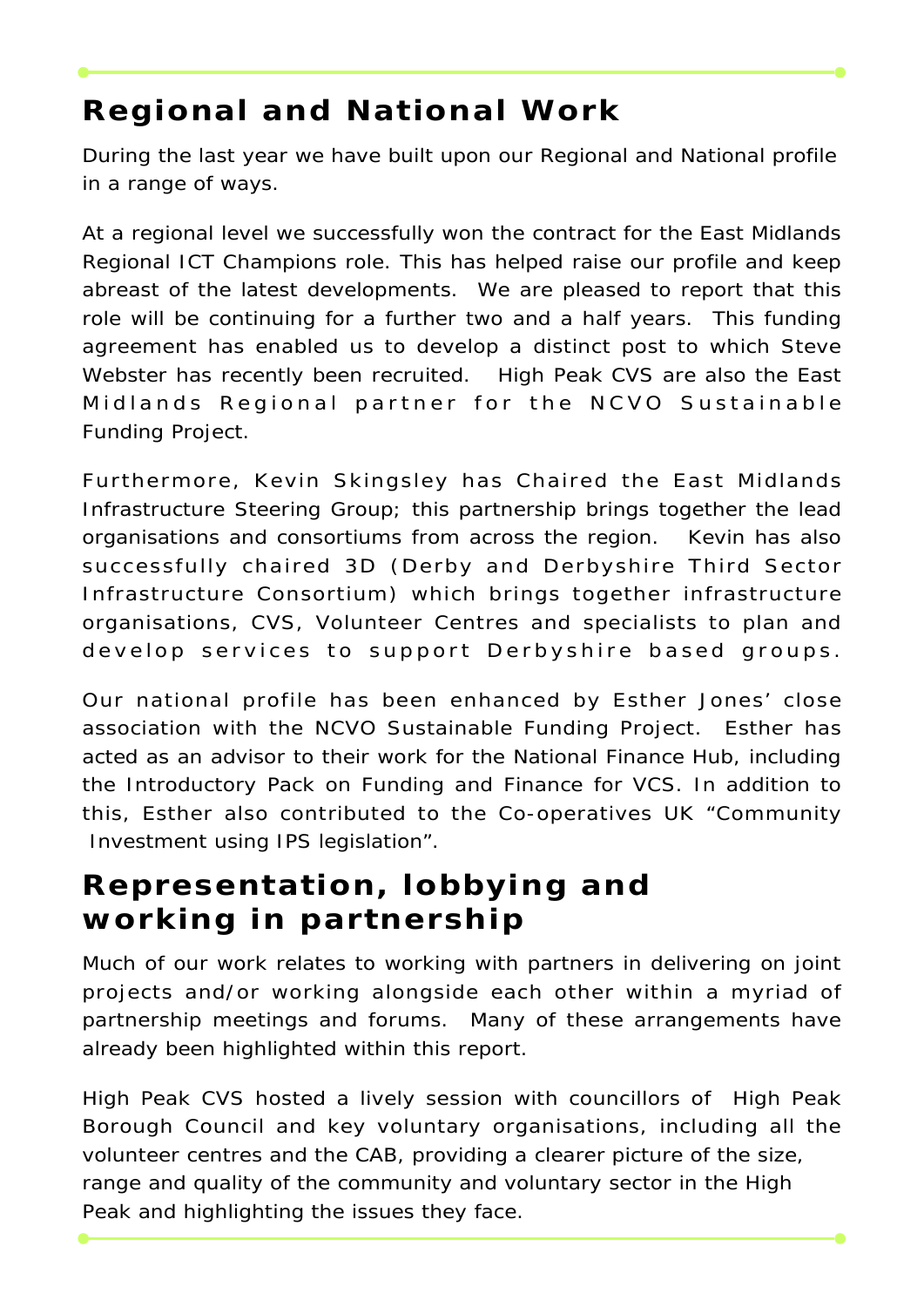## Regional and National Work

During the last year we have built upon our Regional and National profile in a range of ways.

At a regional level we successfully won the contract for the East Midlands Regional ICT Champions role. This has helped raise our profile and keep abreast of the latest developments. We are pleased to report that this role will be continuing for a further two and a half years. This funding agreement has enabled us to develop a distinct post to which Steve Webster has recently been recruited. High Peak CVS are also the East Midlands Regional partner for the NCVO Sustainable Funding Project.

Furthermore, Kevin Skingsley has Chaired the East Midlands Infrastructure Steering Group; this partnership brings together the lead organisations and consortiums from across the region. Kevin has also successfully chaired 3D (Derby and Derbyshire Third Sector Infrastructure Consortium) which brings together infrastructure organisations, CVS, Volunteer Centres and specialists to plan and develop services to support Derbyshire based groups.

Our national profile has been enhanced by Esther Jones' close association with the NCVO Sustainable Funding Project. Esther has acted as an advisor to their work for the National Finance Hub, including the Introductory Pack on Funding and Finance for VCS. In addition to this, Esther also contributed to the Co-operatives UK "Community Investment using IPS legislation".

## Representation, lobbying and working in partnership

Much of our work relates to working with partners in delivering on joint projects and/or working alongside each other within a myriad of partnership meetings and forums. Many of these arrangements have already been highlighted within this report.

High Peak CVS hosted a lively session with councillors of High Peak Borough Council and key voluntary organisations, including all the volunteer centres and the CAB, providing a clearer picture of the size, range and quality of the community and voluntary sector in the High Peak and highlighting the issues they face.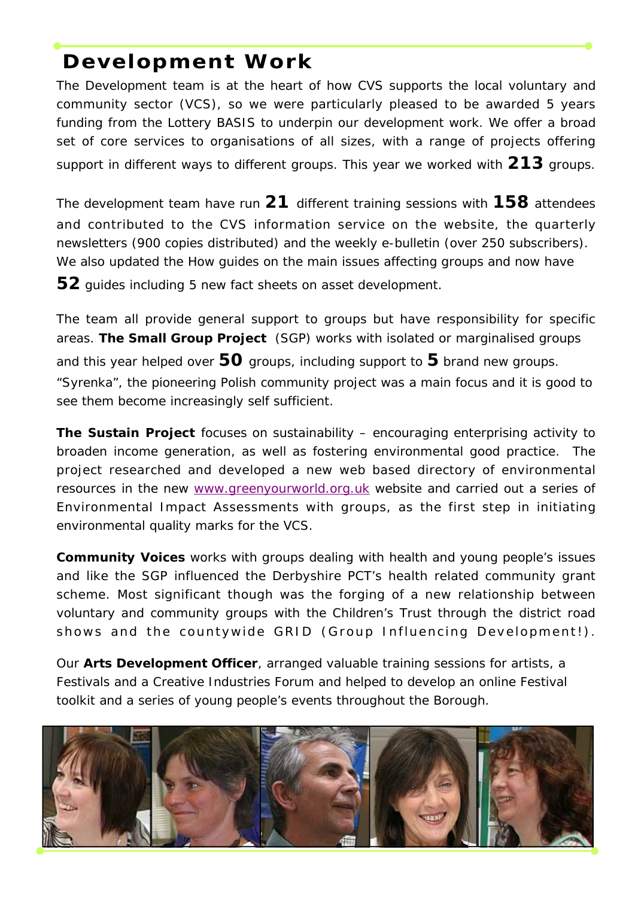# Development Work

The Development team is at the heart of how CVS supports the local voluntary and community sector (VCS), so we were particularly pleased to be awarded 5 years funding from the Lottery BASIS to underpin our development work. We offer a broad set of core services to organisations of all sizes, with a range of projects offering support in different ways to different groups. This year we worked with **213** groups.

The development team have run **21** different training sessions with **158** attendees and contributed to the CVS information service on the website, the quarterly newsletters (900 copies distributed) and the weekly e-bulletin (over 250 subscribers). We also updated the How guides on the main issues affecting groups and now have **52** guides including 5 new fact sheets on asset development.

The team all provide general support to groups but have responsibility for specific areas. **The Small Group Project** (SGP) works with isolated or marginalised groups and this year helped over **50** groups, including support to **5** brand new groups. "Syrenka", the pioneering Polish community project was a main focus and it is good to see them become increasingly self sufficient.

**The Sustain Project** focuses on sustainability – encouraging enterprising activity to broaden income generation, as well as fostering environmental good practice. The project researched and developed a new web based directory of environmental resources in the new www.greenyourworld.org.uk website and carried out a series of Environmental Impact Assessments with groups, as the first step in initiating environmental quality marks for the VCS.

**Community Voices** works with groups dealing with health and young people's issues and like the SGP influenced the Derbyshire PCT's health related community grant scheme. Most significant though was the forging of a new relationship between voluntary and community groups with the Children's Trust through the district road shows and the countywide GRID (Group Influencing Development!).

Our **Arts Development Officer**, arranged valuable training sessions for artists, a Festivals and a Creative Industries Forum and helped to develop an online Festival toolkit and a series of young people's events throughout the Borough.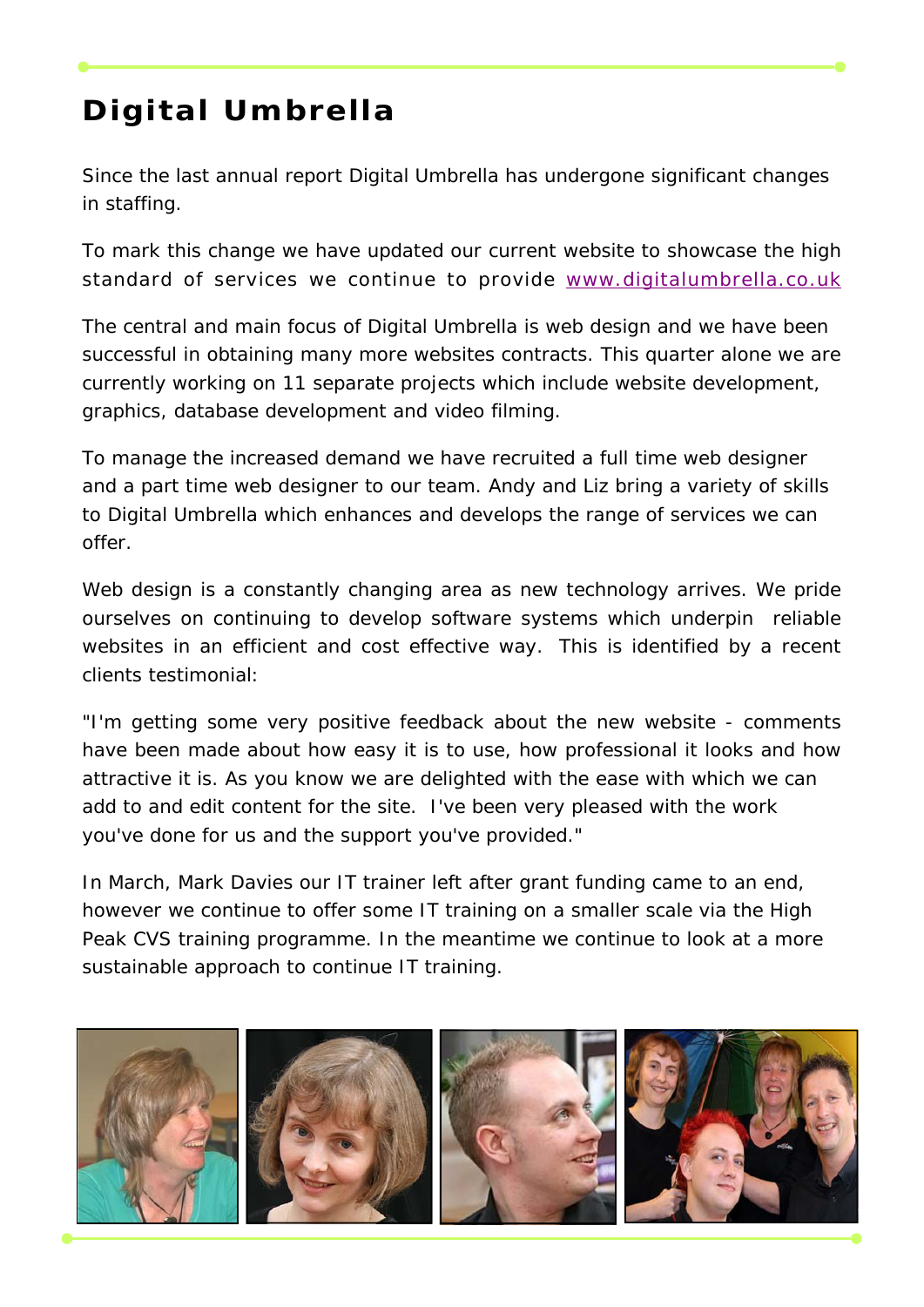# Digital Umbrella

Since the last annual report Digital Umbrella has undergone significant changes in staffing.

To mark this change we have updated our current website to showcase the high standard of services we continue to provide www.digitalumbrella.co.uk

The central and main focus of Digital Umbrella is web design and we have been successful in obtaining many more websites contracts. This quarter alone we are currently working on 11 separate projects which include website development, graphics, database development and video filming.

To manage the increased demand we have recruited a full time web designer and a part time web designer to our team. Andy and Liz bring a variety of skills to Digital Umbrella which enhances and develops the range of services we can offer.

Web design is a constantly changing area as new technology arrives. We pride ourselves on continuing to develop software systems which underpin reliable websites in an efficient and cost effective way. This is identified by a recent clients testimonial:

"I'm getting some very positive feedback about the new website - comments have been made about how easy it is to use, how professional it looks and how attractive it is. As you know we are delighted with the ease with which we can add to and edit content for the site. I've been very pleased with the work you've done for us and the support you've provided."

In March, Mark Davies our IT trainer left after grant funding came to an end, however we continue to offer some IT training on a smaller scale via the High Peak CVS training programme. In the meantime we continue to look at a more sustainable approach to continue IT training.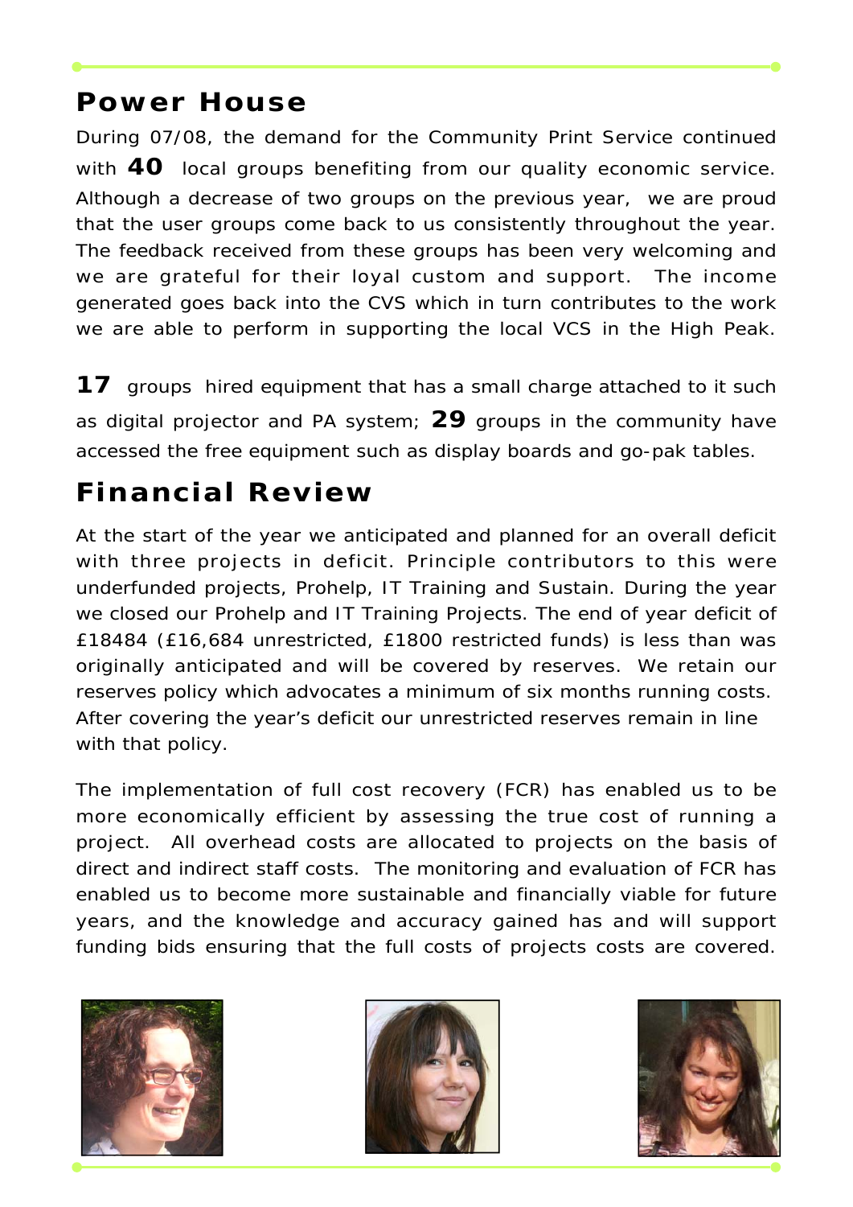## Power House

During 07/08, the demand for the Community Print Service continued with **40** local groups benefiting from our quality economic service. Although a decrease of two groups on the previous year, we are proud that the user groups come back to us consistently throughout the year. The feedback received from these groups has been very welcoming and we are grateful for their loyal custom and support. The income generated goes back into the CVS which in turn contributes to the work we are able to perform in supporting the local VCS in the High Peak.

**17** groups hired equipment that has a small charge attached to it such as digital projector and PA system; **29** groups in the community have accessed the free equipment such as display boards and go-pak tables.

## Financial Review

At the start of the year we anticipated and planned for an overall deficit with three projects in deficit. Principle contributors to this were underfunded projects, Prohelp, IT Training and Sustain. During the year we closed our Prohelp and IT Training Projects. The end of year deficit of £18484 (£16,684 unrestricted, £1800 restricted funds) is less than was originally anticipated and will be covered by reserves. We retain our reserves policy which advocates a minimum of six months running costs. After covering the year's deficit our unrestricted reserves remain in line with that policy.

The implementation of full cost recovery (FCR) has enabled us to be more economically efficient by assessing the true cost of running a project. All overhead costs are allocated to projects on the basis of direct and indirect staff costs. The monitoring and evaluation of FCR has enabled us to become more sustainable and financially viable for future years, and the knowledge and accuracy gained has and will support funding bids ensuring that the full costs of projects costs are covered.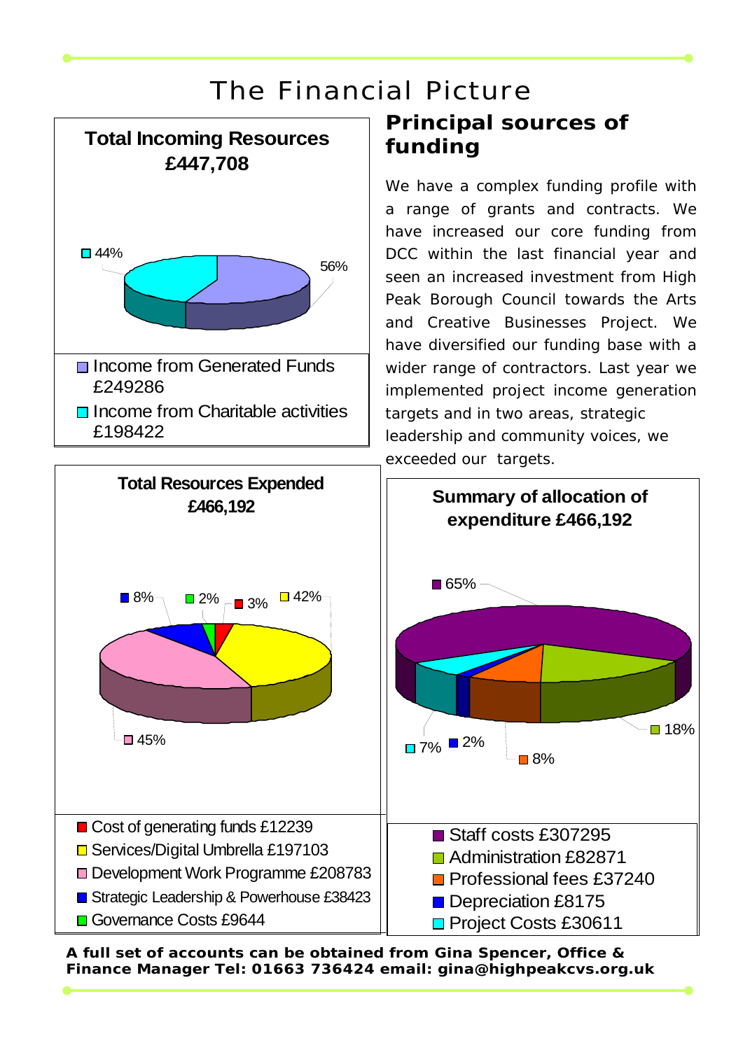# The Financial Picture

## Total Incoming Resources £447,708

- 56%
- 44%

- Income from Generated Funds £249286
- Income from Charitable activities £198422

## Principal sources of funding

We have a complex funding profile with a range of grants and contracts. We have increased our core funding from DCC within the last financial year and seen an increased investment from High Peak Borough Council towards the Arts and Creative Businesses Project. We have diversified our funding base with a wider range of contractors. Last year we implemented project income generation targets and in two areas, strategic leadership and community voices, we exceeded our targets.

## Total Resources Expended £466,192

- 8%
- 2%
- 3%
- 42%
- 45%

- Cost of generating funds £12239
- Services/Digital Umbrella £197103
- Development Work Programme £208783
- Strategic Leadership & Powerhouse £38423
- Governance Costs £9644

## Summary of allocation of expenditure £466,192

- 65%
- 18%
- 8%
- 2%
- 7%

- Staff costs £307295
- Administration £82871
- Professional fees £37240
- Depreciation £8175
- Project Costs £30611

**A full set of accounts can be obtained from Gina Spencer, Office & Finance Manager Tel: 01663 736424 email: gina@highpeakcvs.org.uk**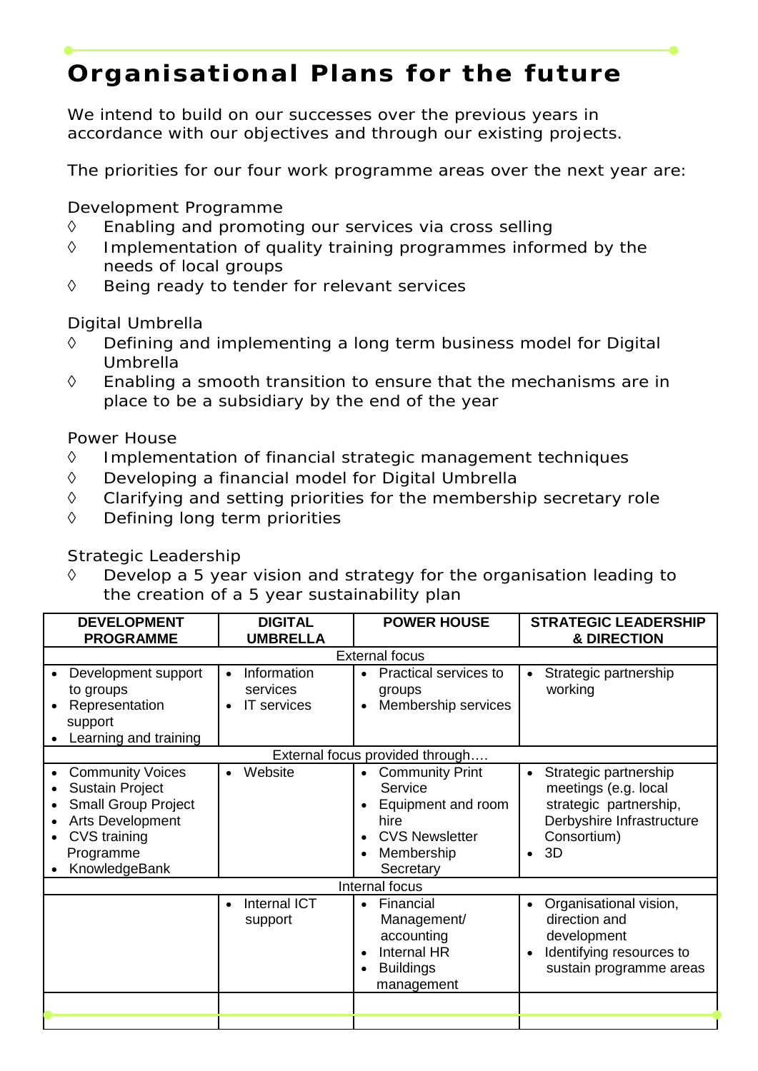# Organisational Plans for the future

We intend to build on our successes over the previous years in accordance with our objectives and through our existing projects.

The priorities for our four work programme areas over the next year are:

Development Programme

- ◊ Enabling and promoting our services via cross selling
- ◊ Implementation of quality training programmes informed by the needs of local groups
- ◊ Being ready to tender for relevant services

Digital Umbrella

- ◊ Defining and implementing a long term business model for Digital Umbrella
- ◊ Enabling a smooth transition to ensure that the mechanisms are in place to be a subsidiary by the end of the year

Power House

- ◊ Implementation of financial strategic management techniques
- ◊ Developing a financial model for Digital Umbrella
- ◊ Clarifying and setting priorities for the membership secretary role
- ◊ Defining long term priorities

Strategic Leadership

- ◊ Develop a 5 year vision and strategy for the organisation leading to the creation of a 5 year sustainability plan

| DEVELOPMENT PROGRAMME | DIGITAL UMBRELLA | POWER HOUSE | STRATEGIC LEADERSHIP & DIRECTION |
|---|---|---|---|
| External focus | | | |
| • Development support to groups<br>• Representation support<br>• Learning and training | • Information services<br>• IT services | • Practical services to groups<br>• Membership services | • Strategic partnership working |
| External focus provided through…. | | | |
| • Community Voices<br>• Sustain Project<br>• Small Group Project<br>• Arts Development<br>• CVS training Programme<br>• KnowledgeBank | • Website | • Community Print Service<br>• Equipment and room hire<br>• CVS Newsletter<br>• Membership Secretary | • Strategic partnership meetings (e.g. local strategic partnership, Derbyshire Infrastructure Consortium)<br>• 3D |
| Internal focus | | | |
| | • Internal ICT support | • Financial Management/ accounting<br>• Internal HR<br>• Buildings management | • Organisational vision, direction and development<br>• Identifying resources to sustain programme areas |
| | | | |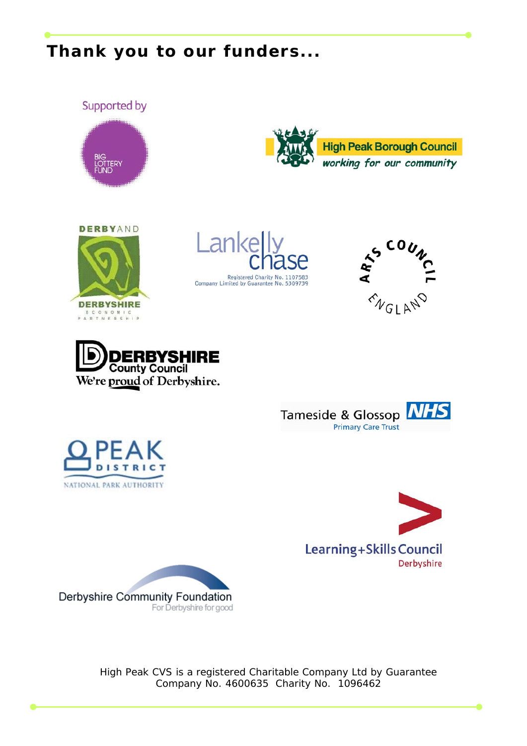# Thank you to our funders...

Supported by

BIG LOTTERY FUND

High Peak Borough Council
*working for our community*

DERBY AND DERBYSHIRE ECONOMIC PARTNERSHIP

Lankelly chase
Registered Charity No. 1107583
Company Limited by Guarantee No. 5309739

ARTS COUNCIL ENGLAND

DERBYSHIRE County Council
We're proud of Derbyshire.

Tameside & Glossop NHS
Primary Care Trust

PEAK DISTRICT
NATIONAL PARK AUTHORITY

Learning+Skills Council
Derbyshire

Derbyshire Community Foundation
For Derbyshire for good

High Peak CVS is a registered Charitable Company Ltd by Guarantee
Company No. 4600635 Charity No. 1096462